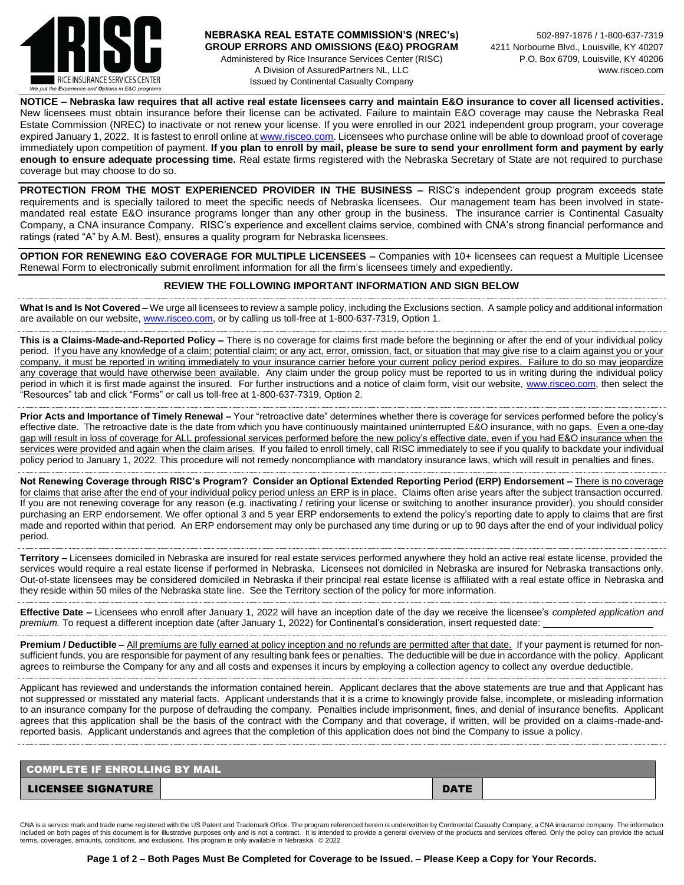RISC – RICE INSURANCE SERVICES CENTER
We put the Experience and Options in E&O programs

**NEBRASKA REAL ESTATE COMMISSION'S (NREC's) GROUP ERRORS AND OMISSIONS (E&O) PROGRAM**
Administered by Rice Insurance Services Center (RISC)
A Division of AssuredPartners NL, LLC
Issued by Continental Casualty Company

502-897-1876 / 1-800-637-7319
4211 Norbourne Blvd., Louisville, KY 40207
P.O. Box 6709, Louisville, KY 40206
www.risceo.com

**NOTICE – Nebraska law requires that all active real estate licensees carry and maintain E&O insurance to cover all licensed activities.** New licensees must obtain insurance before their license can be activated. Failure to maintain E&O coverage may cause the Nebraska Real Estate Commission (NREC) to inactivate or not renew your license. If you were enrolled in our 2021 independent group program, your coverage expired January 1, 2022. It is fastest to enroll online at www.risceo.com. Licensees who purchase online will be able to download proof of coverage immediately upon competition of payment. **If you plan to enroll by mail, please be sure to send your enrollment form and payment by early enough to ensure adequate processing time.** Real estate firms registered with the Nebraska Secretary of State are not required to purchase coverage but may choose to do so.

**PROTECTION FROM THE MOST EXPERIENCED PROVIDER IN THE BUSINESS –** RISC's independent group program exceeds state requirements and is specially tailored to meet the specific needs of Nebraska licensees. Our management team has been involved in state-mandated real estate E&O insurance programs longer than any other group in the business. The insurance carrier is Continental Casualty Company, a CNA insurance Company. RISC's experience and excellent claims service, combined with CNA's strong financial performance and ratings (rated "A" by A.M. Best), ensures a quality program for Nebraska licensees.

**OPTION FOR RENEWING E&O COVERAGE FOR MULTIPLE LICENSEES –** Companies with 10+ licensees can request a Multiple Licensee Renewal Form to electronically submit enrollment information for all the firm's licensees timely and expediently.

## REVIEW THE FOLLOWING IMPORTANT INFORMATION AND SIGN BELOW

**What Is and Is Not Covered –** We urge all licensees to review a sample policy, including the Exclusions section. A sample policy and additional information are available on our website, www.risceo.com, or by calling us toll-free at 1-800-637-7319, Option 1.

**This is a Claims-Made-and-Reported Policy –** There is no coverage for claims first made before the beginning or after the end of your individual policy period. If you have any knowledge of a claim; potential claim; or any act, error, omission, fact, or situation that may give rise to a claim against you or your company, it must be reported in writing immediately to your insurance carrier before your current policy period expires. Failure to do so may jeopardize any coverage that would have otherwise been available. Any claim under the group policy must be reported to us in writing during the individual policy period in which it is first made against the insured. For further instructions and a notice of claim form, visit our website, www.risceo.com, then select the "Resources" tab and click "Forms" or call us toll-free at 1-800-637-7319, Option 2.

**Prior Acts and Importance of Timely Renewal –** Your "retroactive date" determines whether there is coverage for services performed before the policy's effective date. The retroactive date is the date from which you have continuously maintained uninterrupted E&O insurance, with no gaps. Even a one-day gap will result in loss of coverage for ALL professional services performed before the new policy's effective date, even if you had E&O insurance when the services were provided and again when the claim arises. If you failed to enroll timely, call RISC immediately to see if you qualify to backdate your individual policy period to January 1, 2022. This procedure will not remedy noncompliance with mandatory insurance laws, which will result in penalties and fines.

**Not Renewing Coverage through RISC's Program? Consider an Optional Extended Reporting Period (ERP) Endorsement –** There is no coverage for claims that arise after the end of your individual policy period unless an ERP is in place. Claims often arise years after the subject transaction occurred. If you are not renewing coverage for any reason (e.g. inactivating / retiring your license or switching to another insurance provider), you should consider purchasing an ERP endorsement. We offer optional 3 and 5 year ERP endorsements to extend the policy's reporting date to apply to claims that are first made and reported within that period. An ERP endorsement may only be purchased any time during or up to 90 days after the end of your individual policy period.

**Territory –** Licensees domiciled in Nebraska are insured for real estate services performed anywhere they hold an active real estate license, provided the services would require a real estate license if performed in Nebraska. Licensees not domiciled in Nebraska are insured for Nebraska transactions only. Out-of-state licensees may be considered domiciled in Nebraska if their principal real estate license is affiliated with a real estate office in Nebraska and they reside within 50 miles of the Nebraska state line. See the Territory section of the policy for more information.

**Effective Date –** Licensees who enroll after January 1, 2022 will have an inception date of the day we receive the licensee's *completed application and premium.* To request a different inception date (after January 1, 2022) for Continental's consideration, insert requested date: ____________________

**Premium / Deductible –** All premiums are fully earned at policy inception and no refunds are permitted after that date. If your payment is returned for non-sufficient funds, you are responsible for payment of any resulting bank fees or penalties. The deductible will be due in accordance with the policy. Applicant agrees to reimburse the Company for any and all costs and expenses it incurs by employing a collection agency to collect any overdue deductible.

Applicant has reviewed and understands the information contained herein. Applicant declares that the above statements are true and that Applicant has not suppressed or misstated any material facts. Applicant understands that it is a crime to knowingly provide false, incomplete, or misleading information to an insurance company for the purpose of defrauding the company. Penalties include imprisonment, fines, and denial of insurance benefits. Applicant agrees that this application shall be the basis of the contract with the Company and that coverage, if written, will be provided on a claims-made-and-reported basis. Applicant understands and agrees that the completion of this application does not bind the Company to issue a policy.

| COMPLETE IF ENROLLING BY MAIL | | | |
|---|---|---|---|
| LICENSEE SIGNATURE | | DATE | |

CNA is a service mark and trade name registered with the US Patent and Trademark Office. The program referenced herein is underwritten by Continental Casualty Company, a CNA insurance company. The information included on both pages of this document is for illustrative purposes only and is not a contract. It is intended to provide a general overview of the products and services offered. Only the policy can provide the actual terms, coverages, amounts, conditions, and exclusions. This program is only available in Nebraska. © 2022

**Both Pages Must Be Completed for Coverage to be Issued. – Please Keep a Copy for Your Records.**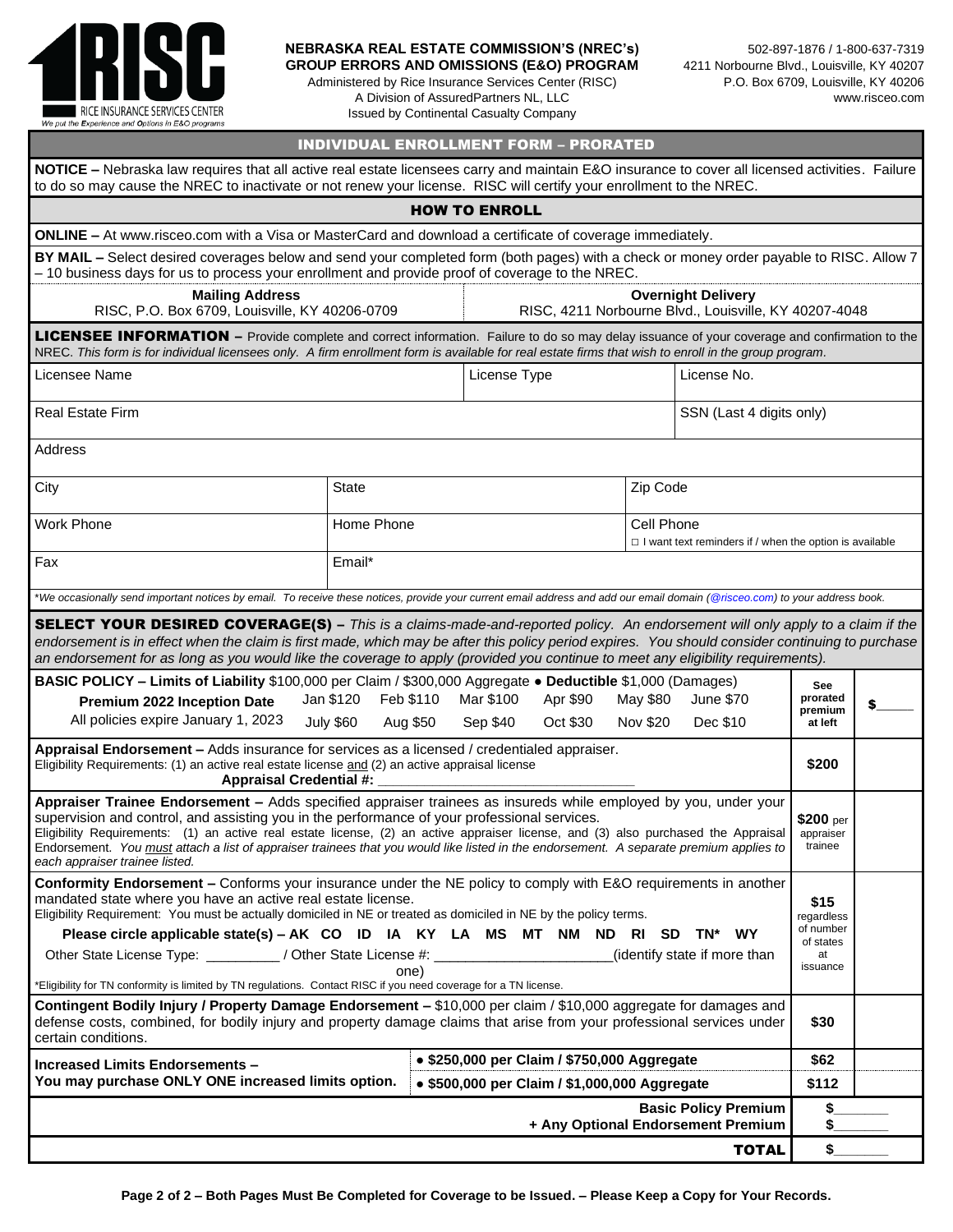**NEBRASKA REAL ESTATE COMMISSION'S (NREC's) GROUP ERRORS AND OMISSIONS (E&O) PROGRAM**
Administered by Rice Insurance Services Center (RISC)
A Division of AssuredPartners NL, LLC
Issued by Continental Casualty Company

502-897-1876 / 1-800-637-7319
4211 Norbourne Blvd., Louisville, KY 40207
P.O. Box 6709, Louisville, KY 40206
www.risceo.com

RICE INSURANCE SERVICES CENTER
*We put the Experience and Options in E&O programs*

## INDIVIDUAL ENROLLMENT FORM – PRORATED

**NOTICE –** Nebraska law requires that all active real estate licensees carry and maintain E&O insurance to cover all licensed activities. Failure to do so may cause the NREC to inactivate or not renew your license. RISC will certify your enrollment to the NREC.

## HOW TO ENROLL

**ONLINE –** At www.risceo.com with a Visa or MasterCard and download a certificate of coverage immediately.

**BY MAIL –** Select desired coverages below and send your completed form (both pages) with a check or money order payable to RISC. Allow 7 – 10 business days for us to process your enrollment and provide proof of coverage to the NREC.

| **Mailing Address** | **Overnight Delivery** |
|---|---|
| RISC, P.O. Box 6709, Louisville, KY 40206-0709 | RISC, 4211 Norbourne Blvd., Louisville, KY 40207-4048 |

**LICENSEE INFORMATION –** Provide complete and correct information. Failure to do so may delay issuance of your coverage and confirmation to the NREC. *This form is for individual licensees only. A firm enrollment form is available for real estate firms that wish to enroll in the group program.*

| | | |
|---|---|---|
| Licensee Name | License Type | License No. |
| Real Estate Firm | | SSN (Last 4 digits only) |
| Address | | |
| City | State | Zip Code |
| Work Phone | Home Phone | Cell Phone ☐ I want text reminders if / when the option is available |
| Fax | Email* | |

*\*We occasionally send important notices by email. To receive these notices, provide your current email address and add our email domain (@risceo.com) to your address book.*

**SELECT YOUR DESIRED COVERAGE(S) –** *This is a claims-made-and-reported policy. An endorsement will only apply to a claim if the endorsement is in effect when the claim is first made, which may be after this policy period expires. You should consider continuing to purchase an endorsement for as long as you would like the coverage to apply (provided you continue to meet any eligibility requirements).*

| Coverage | Premium | Amount |
|---|---|---|
| **BASIC POLICY – Limits of Liability** $100,000 per Claim / $300,000 Aggregate ● **Deductible** $1,000 (Damages)<br>**Premium 2022 Inception Date** Jan $120, Feb $110, Mar $100, Apr $90, May $80, June $70, July $60, Aug $50, Sep $40, Oct $30, Nov $20, Dec $10<br>All policies expire January 1, 2023 | **See prorated premium at left** | $\_\_\_\_\_ |
| **Appraisal Endorsement –** Adds insurance for services as a licensed / credentialed appraiser.<br>Eligibility Requirements: (1) an active real estate license and (2) an active appraisal license<br>**Appraisal Credential #:** \_\_\_\_\_\_\_\_\_\_\_\_\_\_\_\_\_\_\_\_\_\_\_\_\_\_\_\_\_\_\_\_\_\_ | **$200** | |
| **Appraiser Trainee Endorsement –** Adds specified appraiser trainees as insureds while employed by you, under your supervision and control, and assisting you in the performance of your professional services.<br>Eligibility Requirements: (1) an active real estate license, (2) an active appraiser license, and (3) also purchased the Appraisal Endorsement. *You must attach a list of appraiser trainees that you would like listed in the endorsement. A separate premium applies to each appraiser trainee listed.* | **$200** per appraiser trainee | |
| **Conformity Endorsement –** Conforms your insurance under the NE policy to comply with E&O requirements in another mandated state where you have an active real estate license.<br>Eligibility Requirement: You must be actually domiciled in NE or treated as domiciled in NE by the policy terms.<br>**Please circle applicable state(s) – AK CO ID IA KY LA MS MT NM ND RI SD TN\* WY**<br>Other State License Type: \_\_\_\_\_\_\_\_\_\_ / Other State License #: \_\_\_\_\_\_\_\_\_\_\_\_\_\_\_\_\_\_\_\_\_\_\_(identify state if more than one)<br>\*Eligibility for TN conformity is limited by TN regulations. Contact RISC if you need coverage for a TN license. | **$15** regardless of number of states at issuance | |
| **Contingent Bodily Injury / Property Damage Endorsement –** $10,000 per claim / $10,000 aggregate for damages and defense costs, combined, for bodily injury and property damage claims that arise from your professional services under certain conditions. | **$30** | |
| **Increased Limits Endorsements – You may purchase ONLY ONE increased limits option.** ● $250,000 per Claim / $750,000 Aggregate | **$62** | |
| ● $500,000 per Claim / $1,000,000 Aggregate | **$112** | |
| **Basic Policy Premium** | $\_\_\_\_\_\_\_ | |
| **+ Any Optional Endorsement Premium** | $\_\_\_\_\_\_\_ | |
| **TOTAL** | $\_\_\_\_\_\_\_ | |

**Page 2 of 2 – Both Pages Must Be Completed for Coverage to be Issued. – Please Keep a Copy for Your Records.**